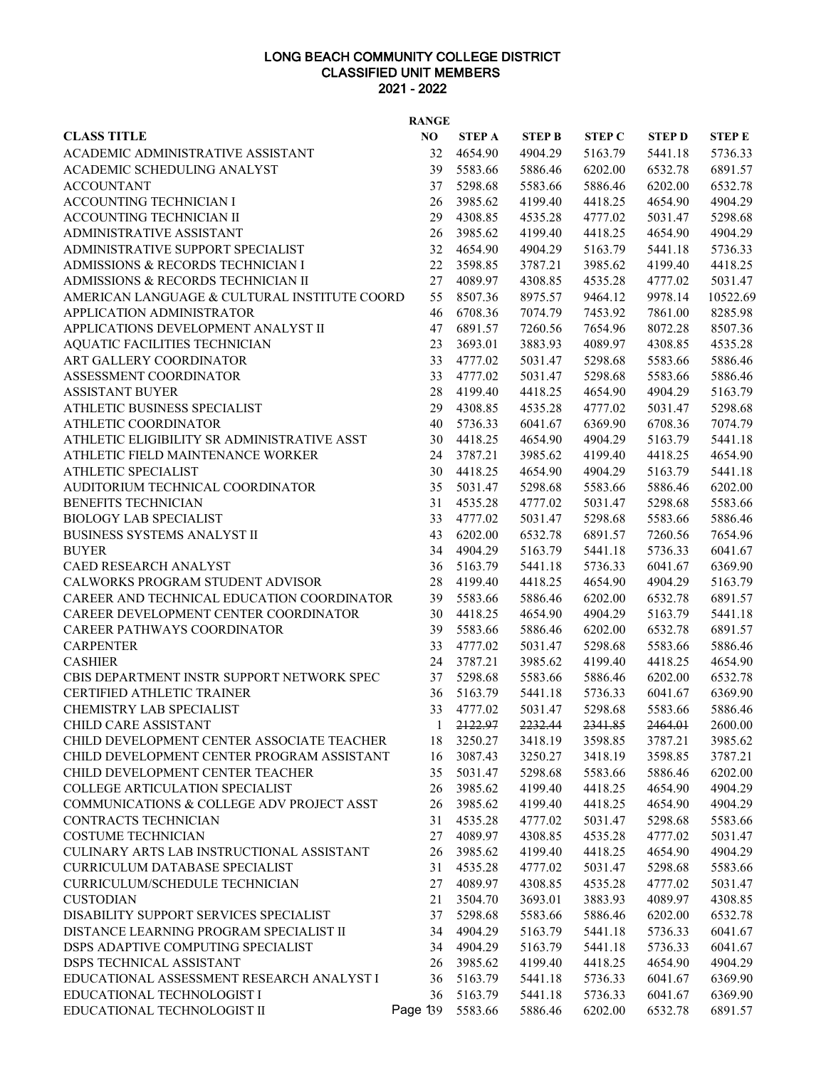**LONG BEACH COMMUNITY COLLEGE DISTRICT**
**CLASSIFIED UNIT MEMBERS**
**2021 - 2022**

| CLASS TITLE | RANGE NO | STEP A | STEP B | STEP C | STEP D | STEP E |
|---|---|---|---|---|---|---|
| ACADEMIC ADMINISTRATIVE ASSISTANT | 32 | 4654.90 | 4904.29 | 5163.79 | 5441.18 | 5736.33 |
| ACADEMIC SCHEDULING ANALYST | 39 | 5583.66 | 5886.46 | 6202.00 | 6532.78 | 6891.57 |
| ACCOUNTANT | 37 | 5298.68 | 5583.66 | 5886.46 | 6202.00 | 6532.78 |
| ACCOUNTING TECHNICIAN I | 26 | 3985.62 | 4199.40 | 4418.25 | 4654.90 | 4904.29 |
| ACCOUNTING TECHNICIAN II | 29 | 4308.85 | 4535.28 | 4777.02 | 5031.47 | 5298.68 |
| ADMINISTRATIVE ASSISTANT | 26 | 3985.62 | 4199.40 | 4418.25 | 4654.90 | 4904.29 |
| ADMINISTRATIVE SUPPORT SPECIALIST | 32 | 4654.90 | 4904.29 | 5163.79 | 5441.18 | 5736.33 |
| ADMISSIONS & RECORDS TECHNICIAN I | 22 | 3598.85 | 3787.21 | 3985.62 | 4199.40 | 4418.25 |
| ADMISSIONS & RECORDS TECHNICIAN II | 27 | 4089.97 | 4308.85 | 4535.28 | 4777.02 | 5031.47 |
| AMERICAN LANGUAGE & CULTURAL INSTITUTE COORD | 55 | 8507.36 | 8975.57 | 9464.12 | 9978.14 | 10522.69 |
| APPLICATION ADMINISTRATOR | 46 | 6708.36 | 7074.79 | 7453.92 | 7861.00 | 8285.98 |
| APPLICATIONS DEVELOPMENT ANALYST II | 47 | 6891.57 | 7260.56 | 7654.96 | 8072.28 | 8507.36 |
| AQUATIC FACILITIES TECHNICIAN | 23 | 3693.01 | 3883.93 | 4089.97 | 4308.85 | 4535.28 |
| ART GALLERY COORDINATOR | 33 | 4777.02 | 5031.47 | 5298.68 | 5583.66 | 5886.46 |
| ASSESSMENT COORDINATOR | 33 | 4777.02 | 5031.47 | 5298.68 | 5583.66 | 5886.46 |
| ASSISTANT BUYER | 28 | 4199.40 | 4418.25 | 4654.90 | 4904.29 | 5163.79 |
| ATHLETIC BUSINESS SPECIALIST | 29 | 4308.85 | 4535.28 | 4777.02 | 5031.47 | 5298.68 |
| ATHLETIC COORDINATOR | 40 | 5736.33 | 6041.67 | 6369.90 | 6708.36 | 7074.79 |
| ATHLETIC ELIGIBILITY SR ADMINISTRATIVE ASST | 30 | 4418.25 | 4654.90 | 4904.29 | 5163.79 | 5441.18 |
| ATHLETIC FIELD MAINTENANCE WORKER | 24 | 3787.21 | 3985.62 | 4199.40 | 4418.25 | 4654.90 |
| ATHLETIC SPECIALIST | 30 | 4418.25 | 4654.90 | 4904.29 | 5163.79 | 5441.18 |
| AUDITORIUM TECHNICAL COORDINATOR | 35 | 5031.47 | 5298.68 | 5583.66 | 5886.46 | 6202.00 |
| BENEFITS TECHNICIAN | 31 | 4535.28 | 4777.02 | 5031.47 | 5298.68 | 5583.66 |
| BIOLOGY LAB SPECIALIST | 33 | 4777.02 | 5031.47 | 5298.68 | 5583.66 | 5886.46 |
| BUSINESS SYSTEMS ANALYST II | 43 | 6202.00 | 6532.78 | 6891.57 | 7260.56 | 7654.96 |
| BUYER | 34 | 4904.29 | 5163.79 | 5441.18 | 5736.33 | 6041.67 |
| CAED RESEARCH ANALYST | 36 | 5163.79 | 5441.18 | 5736.33 | 6041.67 | 6369.90 |
| CALWORKS PROGRAM STUDENT ADVISOR | 28 | 4199.40 | 4418.25 | 4654.90 | 4904.29 | 5163.79 |
| CAREER AND TECHNICAL EDUCATION COORDINATOR | 39 | 5583.66 | 5886.46 | 6202.00 | 6532.78 | 6891.57 |
| CAREER DEVELOPMENT CENTER COORDINATOR | 30 | 4418.25 | 4654.90 | 4904.29 | 5163.79 | 5441.18 |
| CAREER PATHWAYS COORDINATOR | 39 | 5583.66 | 5886.46 | 6202.00 | 6532.78 | 6891.57 |
| CARPENTER | 33 | 4777.02 | 5031.47 | 5298.68 | 5583.66 | 5886.46 |
| CASHIER | 24 | 3787.21 | 3985.62 | 4199.40 | 4418.25 | 4654.90 |
| CBIS DEPARTMENT INSTR SUPPORT NETWORK SPEC | 37 | 5298.68 | 5583.66 | 5886.46 | 6202.00 | 6532.78 |
| CERTIFIED ATHLETIC TRAINER | 36 | 5163.79 | 5441.18 | 5736.33 | 6041.67 | 6369.90 |
| CHEMISTRY LAB SPECIALIST | 33 | 4777.02 | 5031.47 | 5298.68 | 5583.66 | 5886.46 |
| CHILD CARE ASSISTANT | 1 | ~~2122.97~~ | ~~2232.44~~ | ~~2341.85~~ | ~~2464.01~~ | 2600.00 |
| CHILD DEVELOPMENT CENTER ASSOCIATE TEACHER | 18 | 3250.27 | 3418.19 | 3598.85 | 3787.21 | 3985.62 |
| CHILD DEVELOPMENT CENTER PROGRAM ASSISTANT | 16 | 3087.43 | 3250.27 | 3418.19 | 3598.85 | 3787.21 |
| CHILD DEVELOPMENT CENTER TEACHER | 35 | 5031.47 | 5298.68 | 5583.66 | 5886.46 | 6202.00 |
| COLLEGE ARTICULATION SPECIALIST | 26 | 3985.62 | 4199.40 | 4418.25 | 4654.90 | 4904.29 |
| COMMUNICATIONS & COLLEGE ADV PROJECT ASST | 26 | 3985.62 | 4199.40 | 4418.25 | 4654.90 | 4904.29 |
| CONTRACTS TECHNICIAN | 31 | 4535.28 | 4777.02 | 5031.47 | 5298.68 | 5583.66 |
| COSTUME TECHNICIAN | 27 | 4089.97 | 4308.85 | 4535.28 | 4777.02 | 5031.47 |
| CULINARY ARTS LAB INSTRUCTIONAL ASSISTANT | 26 | 3985.62 | 4199.40 | 4418.25 | 4654.90 | 4904.29 |
| CURRICULUM DATABASE SPECIALIST | 31 | 4535.28 | 4777.02 | 5031.47 | 5298.68 | 5583.66 |
| CURRICULUM/SCHEDULE TECHNICIAN | 27 | 4089.97 | 4308.85 | 4535.28 | 4777.02 | 5031.47 |
| CUSTODIAN | 21 | 3504.70 | 3693.01 | 3883.93 | 4089.97 | 4308.85 |
| DISABILITY SUPPORT SERVICES SPECIALIST | 37 | 5298.68 | 5583.66 | 5886.46 | 6202.00 | 6532.78 |
| DISTANCE LEARNING PROGRAM SPECIALIST II | 34 | 4904.29 | 5163.79 | 5441.18 | 5736.33 | 6041.67 |
| DSPS ADAPTIVE COMPUTING SPECIALIST | 34 | 4904.29 | 5163.79 | 5441.18 | 5736.33 | 6041.67 |
| DSPS TECHNICAL ASSISTANT | 26 | 3985.62 | 4199.40 | 4418.25 | 4654.90 | 4904.29 |
| EDUCATIONAL ASSESSMENT RESEARCH ANALYST I | 36 | 5163.79 | 5441.18 | 5736.33 | 6041.67 | 6369.90 |
| EDUCATIONAL TECHNOLOGIST I | 36 | 5163.79 | 5441.18 | 5736.33 | 6041.67 | 6369.90 |
| EDUCATIONAL TECHNOLOGIST II | 39 | 5583.66 | 5886.46 | 6202.00 | 6532.78 | 6891.57 |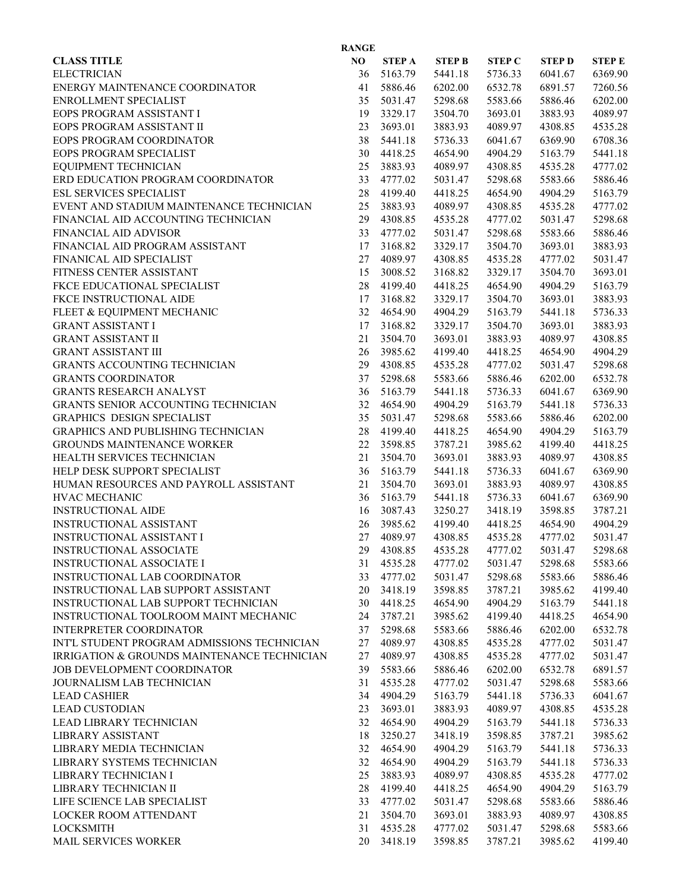| CLASS TITLE | RANGE NO | STEP A | STEP B | STEP C | STEP D | STEP E |
|---|---|---|---|---|---|---|
| ELECTRICIAN | 36 | 5163.79 | 5441.18 | 5736.33 | 6041.67 | 6369.90 |
| ENERGY MAINTENANCE COORDINATOR | 41 | 5886.46 | 6202.00 | 6532.78 | 6891.57 | 7260.56 |
| ENROLLMENT SPECIALIST | 35 | 5031.47 | 5298.68 | 5583.66 | 5886.46 | 6202.00 |
| EOPS PROGRAM ASSISTANT I | 19 | 3329.17 | 3504.70 | 3693.01 | 3883.93 | 4089.97 |
| EOPS PROGRAM ASSISTANT II | 23 | 3693.01 | 3883.93 | 4089.97 | 4308.85 | 4535.28 |
| EOPS PROGRAM COORDINATOR | 38 | 5441.18 | 5736.33 | 6041.67 | 6369.90 | 6708.36 |
| EOPS PROGRAM SPECIALIST | 30 | 4418.25 | 4654.90 | 4904.29 | 5163.79 | 5441.18 |
| EQUIPMENT TECHNICIAN | 25 | 3883.93 | 4089.97 | 4308.85 | 4535.28 | 4777.02 |
| ERD EDUCATION PROGRAM COORDINATOR | 33 | 4777.02 | 5031.47 | 5298.68 | 5583.66 | 5886.46 |
| ESL SERVICES SPECIALIST | 28 | 4199.40 | 4418.25 | 4654.90 | 4904.29 | 5163.79 |
| EVENT AND STADIUM MAINTENANCE TECHNICIAN | 25 | 3883.93 | 4089.97 | 4308.85 | 4535.28 | 4777.02 |
| FINANCIAL AID ACCOUNTING TECHNICIAN | 29 | 4308.85 | 4535.28 | 4777.02 | 5031.47 | 5298.68 |
| FINANCIAL AID ADVISOR | 33 | 4777.02 | 5031.47 | 5298.68 | 5583.66 | 5886.46 |
| FINANCIAL AID PROGRAM ASSISTANT | 17 | 3168.82 | 3329.17 | 3504.70 | 3693.01 | 3883.93 |
| FINANICAL AID SPECIALIST | 27 | 4089.97 | 4308.85 | 4535.28 | 4777.02 | 5031.47 |
| FITNESS CENTER ASSISTANT | 15 | 3008.52 | 3168.82 | 3329.17 | 3504.70 | 3693.01 |
| FKCE EDUCATIONAL SPECIALIST | 28 | 4199.40 | 4418.25 | 4654.90 | 4904.29 | 5163.79 |
| FKCE INSTRUCTIONAL AIDE | 17 | 3168.82 | 3329.17 | 3504.70 | 3693.01 | 3883.93 |
| FLEET & EQUIPMENT MECHANIC | 32 | 4654.90 | 4904.29 | 5163.79 | 5441.18 | 5736.33 |
| GRANT ASSISTANT I | 17 | 3168.82 | 3329.17 | 3504.70 | 3693.01 | 3883.93 |
| GRANT ASSISTANT II | 21 | 3504.70 | 3693.01 | 3883.93 | 4089.97 | 4308.85 |
| GRANT ASSISTANT III | 26 | 3985.62 | 4199.40 | 4418.25 | 4654.90 | 4904.29 |
| GRANTS ACCOUNTING TECHNICIAN | 29 | 4308.85 | 4535.28 | 4777.02 | 5031.47 | 5298.68 |
| GRANTS COORDINATOR | 37 | 5298.68 | 5583.66 | 5886.46 | 6202.00 | 6532.78 |
| GRANTS RESEARCH ANALYST | 36 | 5163.79 | 5441.18 | 5736.33 | 6041.67 | 6369.90 |
| GRANTS SENIOR ACCOUNTING TECHNICIAN | 32 | 4654.90 | 4904.29 | 5163.79 | 5441.18 | 5736.33 |
| GRAPHICS DESIGN SPECIALIST | 35 | 5031.47 | 5298.68 | 5583.66 | 5886.46 | 6202.00 |
| GRAPHICS AND PUBLISHING TECHNICIAN | 28 | 4199.40 | 4418.25 | 4654.90 | 4904.29 | 5163.79 |
| GROUNDS MAINTENANCE WORKER | 22 | 3598.85 | 3787.21 | 3985.62 | 4199.40 | 4418.25 |
| HEALTH SERVICES TECHNICIAN | 21 | 3504.70 | 3693.01 | 3883.93 | 4089.97 | 4308.85 |
| HELP DESK SUPPORT SPECIALIST | 36 | 5163.79 | 5441.18 | 5736.33 | 6041.67 | 6369.90 |
| HUMAN RESOURCES AND PAYROLL ASSISTANT | 21 | 3504.70 | 3693.01 | 3883.93 | 4089.97 | 4308.85 |
| HVAC MECHANIC | 36 | 5163.79 | 5441.18 | 5736.33 | 6041.67 | 6369.90 |
| INSTRUCTIONAL AIDE | 16 | 3087.43 | 3250.27 | 3418.19 | 3598.85 | 3787.21 |
| INSTRUCTIONAL ASSISTANT | 26 | 3985.62 | 4199.40 | 4418.25 | 4654.90 | 4904.29 |
| INSTRUCTIONAL ASSISTANT I | 27 | 4089.97 | 4308.85 | 4535.28 | 4777.02 | 5031.47 |
| INSTRUCTIONAL ASSOCIATE | 29 | 4308.85 | 4535.28 | 4777.02 | 5031.47 | 5298.68 |
| INSTRUCTIONAL ASSOCIATE I | 31 | 4535.28 | 4777.02 | 5031.47 | 5298.68 | 5583.66 |
| INSTRUCTIONAL LAB COORDINATOR | 33 | 4777.02 | 5031.47 | 5298.68 | 5583.66 | 5886.46 |
| INSTRUCTIONAL LAB SUPPORT ASSISTANT | 20 | 3418.19 | 3598.85 | 3787.21 | 3985.62 | 4199.40 |
| INSTRUCTIONAL LAB SUPPORT TECHNICIAN | 30 | 4418.25 | 4654.90 | 4904.29 | 5163.79 | 5441.18 |
| INSTRUCTIONAL TOOLROOM MAINT MECHANIC | 24 | 3787.21 | 3985.62 | 4199.40 | 4418.25 | 4654.90 |
| INTERPRETER COORDINATOR | 37 | 5298.68 | 5583.66 | 5886.46 | 6202.00 | 6532.78 |
| INT'L STUDENT PROGRAM ADMISSIONS TECHNICIAN | 27 | 4089.97 | 4308.85 | 4535.28 | 4777.02 | 5031.47 |
| IRRIGATION & GROUNDS MAINTENANCE TECHNICIAN | 27 | 4089.97 | 4308.85 | 4535.28 | 4777.02 | 5031.47 |
| JOB DEVELOPMENT COORDINATOR | 39 | 5583.66 | 5886.46 | 6202.00 | 6532.78 | 6891.57 |
| JOURNALISM LAB TECHNICIAN | 31 | 4535.28 | 4777.02 | 5031.47 | 5298.68 | 5583.66 |
| LEAD CASHIER | 34 | 4904.29 | 5163.79 | 5441.18 | 5736.33 | 6041.67 |
| LEAD CUSTODIAN | 23 | 3693.01 | 3883.93 | 4089.97 | 4308.85 | 4535.28 |
| LEAD LIBRARY TECHNICIAN | 32 | 4654.90 | 4904.29 | 5163.79 | 5441.18 | 5736.33 |
| LIBRARY ASSISTANT | 18 | 3250.27 | 3418.19 | 3598.85 | 3787.21 | 3985.62 |
| LIBRARY MEDIA TECHNICIAN | 32 | 4654.90 | 4904.29 | 5163.79 | 5441.18 | 5736.33 |
| LIBRARY SYSTEMS TECHNICIAN | 32 | 4654.90 | 4904.29 | 5163.79 | 5441.18 | 5736.33 |
| LIBRARY TECHNICIAN I | 25 | 3883.93 | 4089.97 | 4308.85 | 4535.28 | 4777.02 |
| LIBRARY TECHNICIAN II | 28 | 4199.40 | 4418.25 | 4654.90 | 4904.29 | 5163.79 |
| LIFE SCIENCE LAB SPECIALIST | 33 | 4777.02 | 5031.47 | 5298.68 | 5583.66 | 5886.46 |
| LOCKER ROOM ATTENDANT | 21 | 3504.70 | 3693.01 | 3883.93 | 4089.97 | 4308.85 |
| LOCKSMITH | 31 | 4535.28 | 4777.02 | 5031.47 | 5298.68 | 5583.66 |
| MAIL SERVICES WORKER | 20 | 3418.19 | 3598.85 | 3787.21 | 3985.62 | 4199.40 |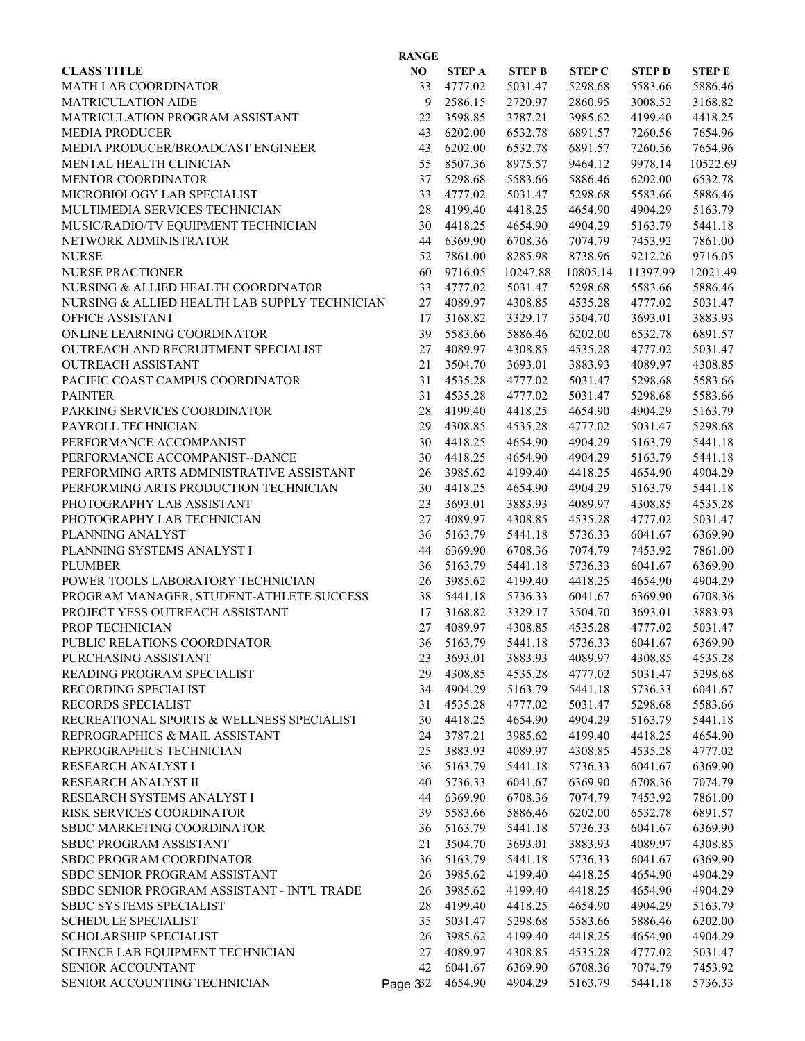| CLASS TITLE | RANGE NO | STEP A | STEP B | STEP C | STEP D | STEP E |
|---|---|---|---|---|---|---|
| MATH LAB COORDINATOR | 33 | 4777.02 | 5031.47 | 5298.68 | 5583.66 | 5886.46 |
| MATRICULATION AIDE | 9 | ~~2586.15~~ | 2720.97 | 2860.95 | 3008.52 | 3168.82 |
| MATRICULATION PROGRAM ASSISTANT | 22 | 3598.85 | 3787.21 | 3985.62 | 4199.40 | 4418.25 |
| MEDIA PRODUCER | 43 | 6202.00 | 6532.78 | 6891.57 | 7260.56 | 7654.96 |
| MEDIA PRODUCER/BROADCAST ENGINEER | 43 | 6202.00 | 6532.78 | 6891.57 | 7260.56 | 7654.96 |
| MENTAL HEALTH CLINICIAN | 55 | 8507.36 | 8975.57 | 9464.12 | 9978.14 | 10522.69 |
| MENTOR COORDINATOR | 37 | 5298.68 | 5583.66 | 5886.46 | 6202.00 | 6532.78 |
| MICROBIOLOGY LAB SPECIALIST | 33 | 4777.02 | 5031.47 | 5298.68 | 5583.66 | 5886.46 |
| MULTIMEDIA SERVICES TECHNICIAN | 28 | 4199.40 | 4418.25 | 4654.90 | 4904.29 | 5163.79 |
| MUSIC/RADIO/TV EQUIPMENT TECHNICIAN | 30 | 4418.25 | 4654.90 | 4904.29 | 5163.79 | 5441.18 |
| NETWORK ADMINISTRATOR | 44 | 6369.90 | 6708.36 | 7074.79 | 7453.92 | 7861.00 |
| NURSE | 52 | 7861.00 | 8285.98 | 8738.96 | 9212.26 | 9716.05 |
| NURSE PRACTIONER | 60 | 9716.05 | 10247.88 | 10805.14 | 11397.99 | 12021.49 |
| NURSING & ALLIED HEALTH COORDINATOR | 33 | 4777.02 | 5031.47 | 5298.68 | 5583.66 | 5886.46 |
| NURSING & ALLIED HEALTH LAB SUPPLY TECHNICIAN | 27 | 4089.97 | 4308.85 | 4535.28 | 4777.02 | 5031.47 |
| OFFICE ASSISTANT | 17 | 3168.82 | 3329.17 | 3504.70 | 3693.01 | 3883.93 |
| ONLINE LEARNING COORDINATOR | 39 | 5583.66 | 5886.46 | 6202.00 | 6532.78 | 6891.57 |
| OUTREACH AND RECRUITMENT SPECIALIST | 27 | 4089.97 | 4308.85 | 4535.28 | 4777.02 | 5031.47 |
| OUTREACH ASSISTANT | 21 | 3504.70 | 3693.01 | 3883.93 | 4089.97 | 4308.85 |
| PACIFIC COAST CAMPUS COORDINATOR | 31 | 4535.28 | 4777.02 | 5031.47 | 5298.68 | 5583.66 |
| PAINTER | 31 | 4535.28 | 4777.02 | 5031.47 | 5298.68 | 5583.66 |
| PARKING SERVICES COORDINATOR | 28 | 4199.40 | 4418.25 | 4654.90 | 4904.29 | 5163.79 |
| PAYROLL TECHNICIAN | 29 | 4308.85 | 4535.28 | 4777.02 | 5031.47 | 5298.68 |
| PERFORMANCE ACCOMPANIST | 30 | 4418.25 | 4654.90 | 4904.29 | 5163.79 | 5441.18 |
| PERFORMANCE ACCOMPANIST--DANCE | 30 | 4418.25 | 4654.90 | 4904.29 | 5163.79 | 5441.18 |
| PERFORMING ARTS ADMINISTRATIVE ASSISTANT | 26 | 3985.62 | 4199.40 | 4418.25 | 4654.90 | 4904.29 |
| PERFORMING ARTS PRODUCTION TECHNICIAN | 30 | 4418.25 | 4654.90 | 4904.29 | 5163.79 | 5441.18 |
| PHOTOGRAPHY LAB ASSISTANT | 23 | 3693.01 | 3883.93 | 4089.97 | 4308.85 | 4535.28 |
| PHOTOGRAPHY LAB TECHNICIAN | 27 | 4089.97 | 4308.85 | 4535.28 | 4777.02 | 5031.47 |
| PLANNING ANALYST | 36 | 5163.79 | 5441.18 | 5736.33 | 6041.67 | 6369.90 |
| PLANNING SYSTEMS ANALYST I | 44 | 6369.90 | 6708.36 | 7074.79 | 7453.92 | 7861.00 |
| PLUMBER | 36 | 5163.79 | 5441.18 | 5736.33 | 6041.67 | 6369.90 |
| POWER TOOLS LABORATORY TECHNICIAN | 26 | 3985.62 | 4199.40 | 4418.25 | 4654.90 | 4904.29 |
| PROGRAM MANAGER, STUDENT-ATHLETE SUCCESS | 38 | 5441.18 | 5736.33 | 6041.67 | 6369.90 | 6708.36 |
| PROJECT YESS OUTREACH ASSISTANT | 17 | 3168.82 | 3329.17 | 3504.70 | 3693.01 | 3883.93 |
| PROP TECHNICIAN | 27 | 4089.97 | 4308.85 | 4535.28 | 4777.02 | 5031.47 |
| PUBLIC RELATIONS COORDINATOR | 36 | 5163.79 | 5441.18 | 5736.33 | 6041.67 | 6369.90 |
| PURCHASING ASSISTANT | 23 | 3693.01 | 3883.93 | 4089.97 | 4308.85 | 4535.28 |
| READING PROGRAM SPECIALIST | 29 | 4308.85 | 4535.28 | 4777.02 | 5031.47 | 5298.68 |
| RECORDING SPECIALIST | 34 | 4904.29 | 5163.79 | 5441.18 | 5736.33 | 6041.67 |
| RECORDS SPECIALIST | 31 | 4535.28 | 4777.02 | 5031.47 | 5298.68 | 5583.66 |
| RECREATIONAL SPORTS & WELLNESS SPECIALIST | 30 | 4418.25 | 4654.90 | 4904.29 | 5163.79 | 5441.18 |
| REPROGRAPHICS & MAIL ASSISTANT | 24 | 3787.21 | 3985.62 | 4199.40 | 4418.25 | 4654.90 |
| REPROGRAPHICS TECHNICIAN | 25 | 3883.93 | 4089.97 | 4308.85 | 4535.28 | 4777.02 |
| RESEARCH ANALYST I | 36 | 5163.79 | 5441.18 | 5736.33 | 6041.67 | 6369.90 |
| RESEARCH ANALYST II | 40 | 5736.33 | 6041.67 | 6369.90 | 6708.36 | 7074.79 |
| RESEARCH SYSTEMS ANALYST I | 44 | 6369.90 | 6708.36 | 7074.79 | 7453.92 | 7861.00 |
| RISK SERVICES COORDINATOR | 39 | 5583.66 | 5886.46 | 6202.00 | 6532.78 | 6891.57 |
| SBDC MARKETING COORDINATOR | 36 | 5163.79 | 5441.18 | 5736.33 | 6041.67 | 6369.90 |
| SBDC PROGRAM ASSISTANT | 21 | 3504.70 | 3693.01 | 3883.93 | 4089.97 | 4308.85 |
| SBDC PROGRAM COORDINATOR | 36 | 5163.79 | 5441.18 | 5736.33 | 6041.67 | 6369.90 |
| SBDC SENIOR PROGRAM ASSISTANT | 26 | 3985.62 | 4199.40 | 4418.25 | 4654.90 | 4904.29 |
| SBDC SENIOR PROGRAM ASSISTANT - INT'L TRADE | 26 | 3985.62 | 4199.40 | 4418.25 | 4654.90 | 4904.29 |
| SBDC SYSTEMS SPECIALIST | 28 | 4199.40 | 4418.25 | 4654.90 | 4904.29 | 5163.79 |
| SCHEDULE SPECIALIST | 35 | 5031.47 | 5298.68 | 5583.66 | 5886.46 | 6202.00 |
| SCHOLARSHIP SPECIALIST | 26 | 3985.62 | 4199.40 | 4418.25 | 4654.90 | 4904.29 |
| SCIENCE LAB EQUIPMENT TECHNICIAN | 27 | 4089.97 | 4308.85 | 4535.28 | 4777.02 | 5031.47 |
| SENIOR ACCOUNTANT | 42 | 6041.67 | 6369.90 | 6708.36 | 7074.79 | 7453.92 |
| SENIOR ACCOUNTING TECHNICIAN | 32 | 4654.90 | 4904.29 | 5163.79 | 5441.18 | 5736.33 |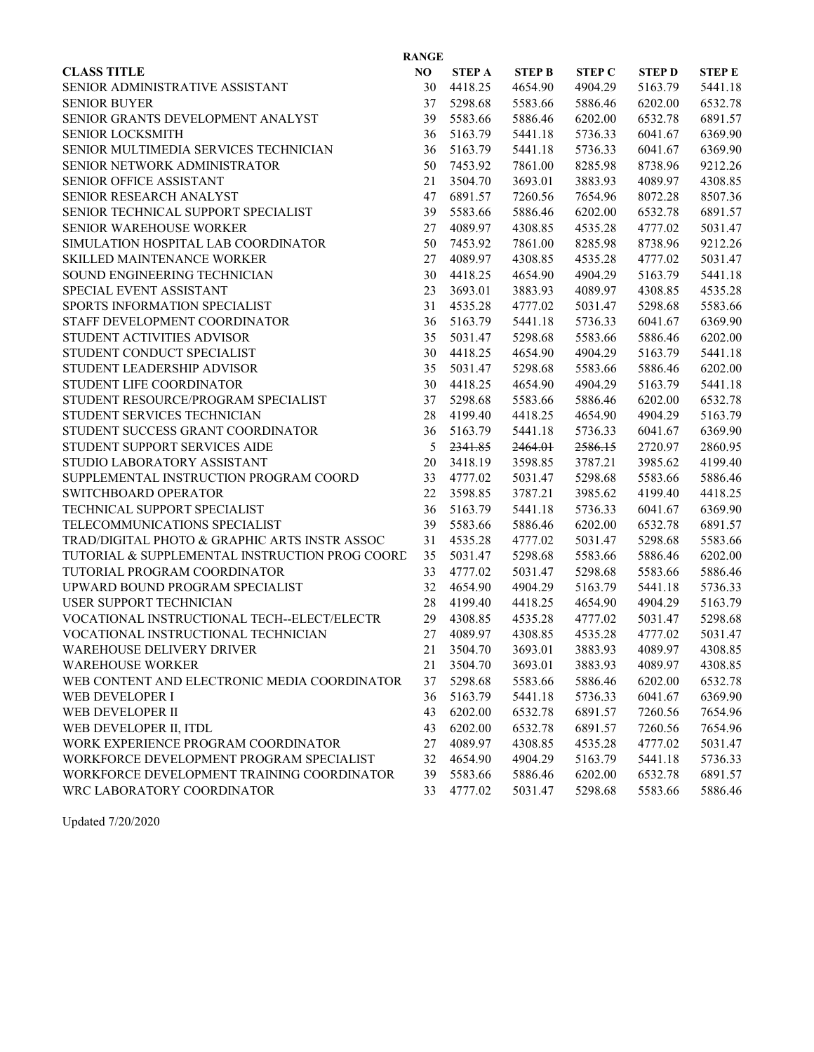| CLASS TITLE | RANGE NO | STEP A | STEP B | STEP C | STEP D | STEP E |
|---|---|---|---|---|---|---|
| SENIOR ADMINISTRATIVE ASSISTANT | 30 | 4418.25 | 4654.90 | 4904.29 | 5163.79 | 5441.18 |
| SENIOR BUYER | 37 | 5298.68 | 5583.66 | 5886.46 | 6202.00 | 6532.78 |
| SENIOR GRANTS DEVELOPMENT ANALYST | 39 | 5583.66 | 5886.46 | 6202.00 | 6532.78 | 6891.57 |
| SENIOR LOCKSMITH | 36 | 5163.79 | 5441.18 | 5736.33 | 6041.67 | 6369.90 |
| SENIOR MULTIMEDIA SERVICES TECHNICIAN | 36 | 5163.79 | 5441.18 | 5736.33 | 6041.67 | 6369.90 |
| SENIOR NETWORK ADMINISTRATOR | 50 | 7453.92 | 7861.00 | 8285.98 | 8738.96 | 9212.26 |
| SENIOR OFFICE ASSISTANT | 21 | 3504.70 | 3693.01 | 3883.93 | 4089.97 | 4308.85 |
| SENIOR RESEARCH ANALYST | 47 | 6891.57 | 7260.56 | 7654.96 | 8072.28 | 8507.36 |
| SENIOR TECHNICAL SUPPORT SPECIALIST | 39 | 5583.66 | 5886.46 | 6202.00 | 6532.78 | 6891.57 |
| SENIOR WAREHOUSE WORKER | 27 | 4089.97 | 4308.85 | 4535.28 | 4777.02 | 5031.47 |
| SIMULATION HOSPITAL LAB COORDINATOR | 50 | 7453.92 | 7861.00 | 8285.98 | 8738.96 | 9212.26 |
| SKILLED MAINTENANCE WORKER | 27 | 4089.97 | 4308.85 | 4535.28 | 4777.02 | 5031.47 |
| SOUND ENGINEERING TECHNICIAN | 30 | 4418.25 | 4654.90 | 4904.29 | 5163.79 | 5441.18 |
| SPECIAL EVENT ASSISTANT | 23 | 3693.01 | 3883.93 | 4089.97 | 4308.85 | 4535.28 |
| SPORTS INFORMATION SPECIALIST | 31 | 4535.28 | 4777.02 | 5031.47 | 5298.68 | 5583.66 |
| STAFF DEVELOPMENT COORDINATOR | 36 | 5163.79 | 5441.18 | 5736.33 | 6041.67 | 6369.90 |
| STUDENT ACTIVITIES ADVISOR | 35 | 5031.47 | 5298.68 | 5583.66 | 5886.46 | 6202.00 |
| STUDENT CONDUCT SPECIALIST | 30 | 4418.25 | 4654.90 | 4904.29 | 5163.79 | 5441.18 |
| STUDENT LEADERSHIP ADVISOR | 35 | 5031.47 | 5298.68 | 5583.66 | 5886.46 | 6202.00 |
| STUDENT LIFE COORDINATOR | 30 | 4418.25 | 4654.90 | 4904.29 | 5163.79 | 5441.18 |
| STUDENT RESOURCE/PROGRAM SPECIALIST | 37 | 5298.68 | 5583.66 | 5886.46 | 6202.00 | 6532.78 |
| STUDENT SERVICES TECHNICIAN | 28 | 4199.40 | 4418.25 | 4654.90 | 4904.29 | 5163.79 |
| STUDENT SUCCESS GRANT COORDINATOR | 36 | 5163.79 | 5441.18 | 5736.33 | 6041.67 | 6369.90 |
| STUDENT SUPPORT SERVICES AIDE | 5 | ~~2341.85~~ | ~~2464.01~~ | ~~2586.15~~ | 2720.97 | 2860.95 |
| STUDIO LABORATORY ASSISTANT | 20 | 3418.19 | 3598.85 | 3787.21 | 3985.62 | 4199.40 |
| SUPPLEMENTAL INSTRUCTION PROGRAM COORD | 33 | 4777.02 | 5031.47 | 5298.68 | 5583.66 | 5886.46 |
| SWITCHBOARD OPERATOR | 22 | 3598.85 | 3787.21 | 3985.62 | 4199.40 | 4418.25 |
| TECHNICAL SUPPORT SPECIALIST | 36 | 5163.79 | 5441.18 | 5736.33 | 6041.67 | 6369.90 |
| TELECOMMUNICATIONS SPECIALIST | 39 | 5583.66 | 5886.46 | 6202.00 | 6532.78 | 6891.57 |
| TRAD/DIGITAL PHOTO & GRAPHIC ARTS INSTR ASSOC | 31 | 4535.28 | 4777.02 | 5031.47 | 5298.68 | 5583.66 |
| TUTORIAL & SUPPLEMENTAL INSTRUCTION PROG COORD | 35 | 5031.47 | 5298.68 | 5583.66 | 5886.46 | 6202.00 |
| TUTORIAL PROGRAM COORDINATOR | 33 | 4777.02 | 5031.47 | 5298.68 | 5583.66 | 5886.46 |
| UPWARD BOUND PROGRAM SPECIALIST | 32 | 4654.90 | 4904.29 | 5163.79 | 5441.18 | 5736.33 |
| USER SUPPORT TECHNICIAN | 28 | 4199.40 | 4418.25 | 4654.90 | 4904.29 | 5163.79 |
| VOCATIONAL INSTRUCTIONAL TECH--ELECT/ELECTR | 29 | 4308.85 | 4535.28 | 4777.02 | 5031.47 | 5298.68 |
| VOCATIONAL INSTRUCTIONAL TECHNICIAN | 27 | 4089.97 | 4308.85 | 4535.28 | 4777.02 | 5031.47 |
| WAREHOUSE DELIVERY DRIVER | 21 | 3504.70 | 3693.01 | 3883.93 | 4089.97 | 4308.85 |
| WAREHOUSE WORKER | 21 | 3504.70 | 3693.01 | 3883.93 | 4089.97 | 4308.85 |
| WEB CONTENT AND ELECTRONIC MEDIA COORDINATOR | 37 | 5298.68 | 5583.66 | 5886.46 | 6202.00 | 6532.78 |
| WEB DEVELOPER I | 36 | 5163.79 | 5441.18 | 5736.33 | 6041.67 | 6369.90 |
| WEB DEVELOPER II | 43 | 6202.00 | 6532.78 | 6891.57 | 7260.56 | 7654.96 |
| WEB DEVELOPER II, ITDL | 43 | 6202.00 | 6532.78 | 6891.57 | 7260.56 | 7654.96 |
| WORK EXPERIENCE PROGRAM COORDINATOR | 27 | 4089.97 | 4308.85 | 4535.28 | 4777.02 | 5031.47 |
| WORKFORCE DEVELOPMENT PROGRAM SPECIALIST | 32 | 4654.90 | 4904.29 | 5163.79 | 5441.18 | 5736.33 |
| WORKFORCE DEVELOPMENT TRAINING COORDINATOR | 39 | 5583.66 | 5886.46 | 6202.00 | 6532.78 | 6891.57 |
| WRC LABORATORY COORDINATOR | 33 | 4777.02 | 5031.47 | 5298.68 | 5583.66 | 5886.46 |

Updated 7/20/2020